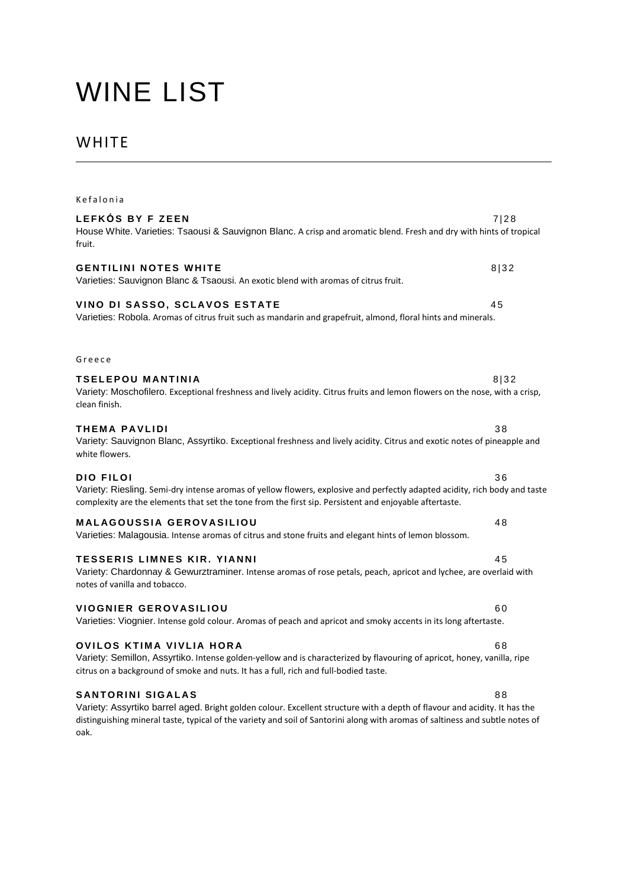# WINE LIST

## WHITE

---

Kefalonia

**LEFKÓS BY F ZEEN** 7|28
House White. Varieties: Tsaousi & Sauvignon Blanc. A crisp and aromatic blend. Fresh and dry with hints of tropical fruit.

**GENTILINI NOTES WHITE** 8|32
Varieties: Sauvignon Blanc & Tsaousi. An exotic blend with aromas of citrus fruit.

**VINO DI SASSO, SCLAVOS ESTATE** 45
Varieties: Robola. Aromas of citrus fruit such as mandarin and grapefruit, almond, floral hints and minerals.

Greece

**TSELEPOU MANTINIA** 8|32
Variety: Moschofilero. Exceptional freshness and lively acidity. Citrus fruits and lemon flowers on the nose, with a crisp, clean finish.

**THEMA PAVLIDI** 38
Variety: Sauvignon Blanc, Assyrtiko. Exceptional freshness and lively acidity. Citrus and exotic notes of pineapple and white flowers.

**DIO FILOI** 36
Variety: Riesling. Semi-dry intense aromas of yellow flowers, explosive and perfectly adapted acidity, rich body and taste complexity are the elements that set the tone from the first sip. Persistent and enjoyable aftertaste.

**MALAGOUSSIA GEROVASILIOU** 48
Varieties: Malagousia. Intense aromas of citrus and stone fruits and elegant hints of lemon blossom.

**TESSERIS LIMNES KIR. YIANNI** 45
Variety: Chardonnay & Gewurztraminer. Intense aromas of rose petals, peach, apricot and lychee, are overlaid with notes of vanilla and tobacco.

**VIOGNIER GEROVASILIOU** 60
Varieties: Viognier. Intense gold colour. Aromas of peach and apricot and smoky accents in its long aftertaste.

**OVILOS KTIMA VIVLIA HORA** 68
Variety: Semillon, Assyrtiko. Intense golden-yellow and is characterized by flavouring of apricot, honey, vanilla, ripe citrus on a background of smoke and nuts. It has a full, rich and full-bodied taste.

**SANTORINI SIGALAS** 88
Variety: Assyrtiko barrel aged. Bright golden colour. Excellent structure with a depth of flavour and acidity. It has the distinguishing mineral taste, typical of the variety and soil of Santorini along with aromas of saltiness and subtle notes of oak.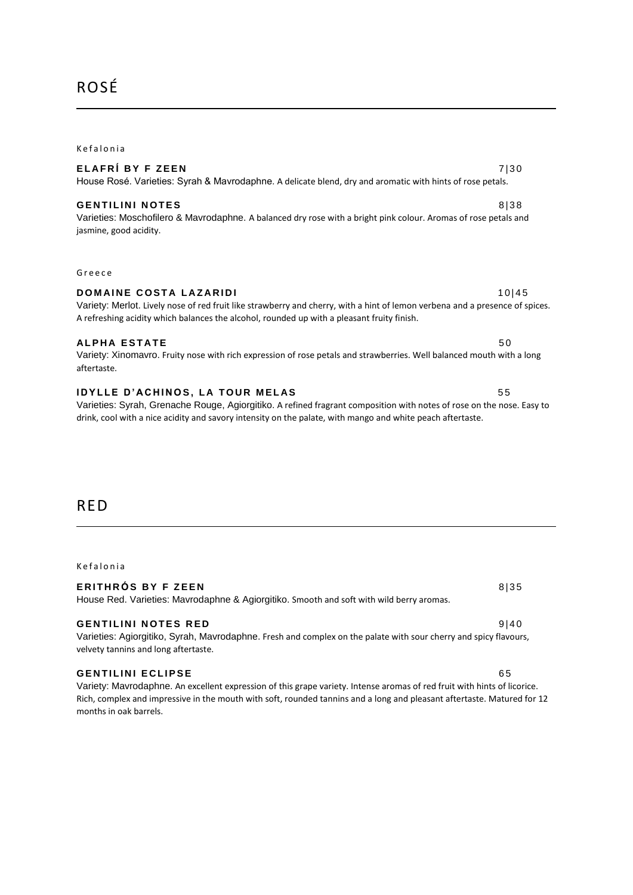# ROSÉ

Kefalonia

**ELAFRÍ BY F ZEEN** 7|30

House Rosé. Varieties: Syrah & Mavrodaphne. A delicate blend, dry and aromatic with hints of rose petals.

**GENTILINI NOTES** 8|38

Varieties: Moschofilero & Mavrodaphne. A balanced dry rose with a bright pink colour. Aromas of rose petals and jasmine, good acidity.

Greece

**DOMAINE COSTA LAZARIDI** 10|45

Variety: Merlot. Lively nose of red fruit like strawberry and cherry, with a hint of lemon verbena and a presence of spices. A refreshing acidity which balances the alcohol, rounded up with a pleasant fruity finish.

**ALPHA ESTATE** 50

Variety: Xinomavro. Fruity nose with rich expression of rose petals and strawberries. Well balanced mouth with a long aftertaste.

**IDYLLE D'ACHINOS, LA TOUR MELAS** 55

Varieties: Syrah, Grenache Rouge, Agiorgitiko. A refined fragrant composition with notes of rose on the nose. Easy to drink, cool with a nice acidity and savory intensity on the palate, with mango and white peach aftertaste.

# RED

Kefalonia

**ERITHRÓS BY F ZEEN** 8|35

House Red. Varieties: Mavrodaphne & Agiorgitiko. Smooth and soft with wild berry aromas.

**GENTILINI NOTES RED** 9|40

Varieties: Agiorgitiko, Syrah, Mavrodaphne. Fresh and complex on the palate with sour cherry and spicy flavours, velvety tannins and long aftertaste.

**GENTILINI ECLIPSE** 65

Variety: Mavrodaphne. An excellent expression of this grape variety. Intense aromas of red fruit with hints of licorice. Rich, complex and impressive in the mouth with soft, rounded tannins and a long and pleasant aftertaste. Matured for 12 months in oak barrels.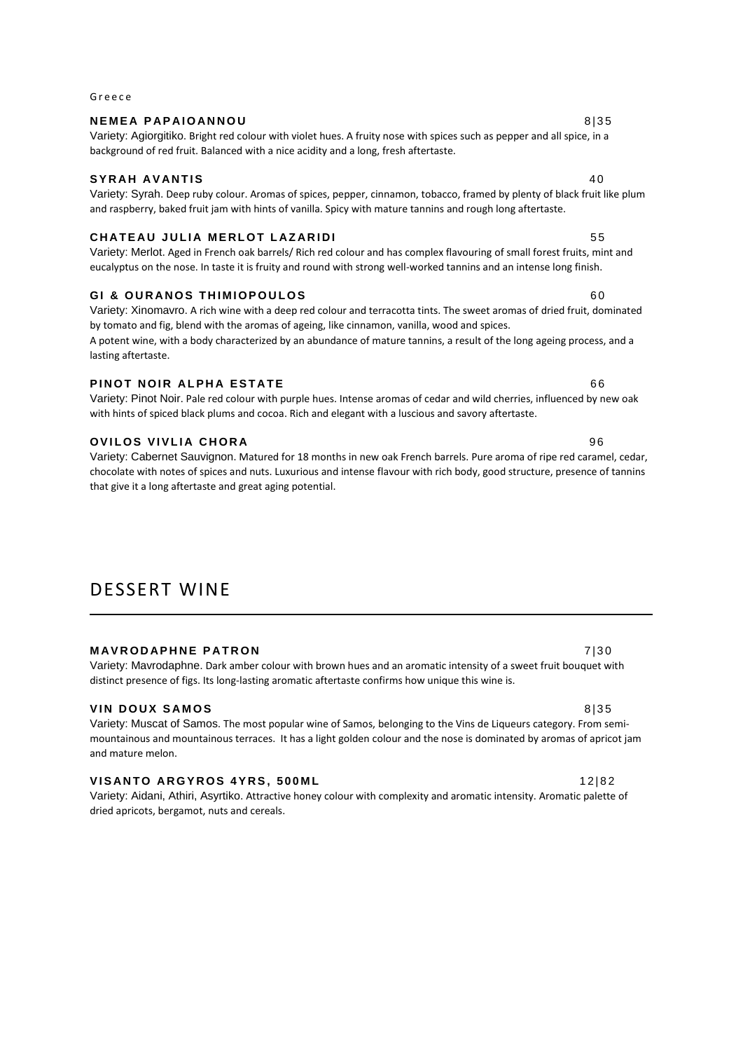Greece

**NEMEA PAPAIOANNOU** 8|35

Variety: Agiorgitiko. Bright red colour with violet hues. A fruity nose with spices such as pepper and all spice, in a background of red fruit. Balanced with a nice acidity and a long, fresh aftertaste.

**SYRAH AVANTIS** 40

Variety: Syrah. Deep ruby colour. Aromas of spices, pepper, cinnamon, tobacco, framed by plenty of black fruit like plum and raspberry, baked fruit jam with hints of vanilla. Spicy with mature tannins and rough long aftertaste.

**CHATEAU JULIA MERLOT LAZARIDI** 55

Variety: Merlot. Aged in French oak barrels/ Rich red colour and has complex flavouring of small forest fruits, mint and eucalyptus on the nose. In taste it is fruity and round with strong well-worked tannins and an intense long finish.

**GI & OURANOS THIMIOPOULOS** 60

Variety: Xinomavro. A rich wine with a deep red colour and terracotta tints. The sweet aromas of dried fruit, dominated by tomato and fig, blend with the aromas of ageing, like cinnamon, vanilla, wood and spices.
A potent wine, with a body characterized by an abundance of mature tannins, a result of the long ageing process, and a lasting aftertaste.

**PINOT NOIR ALPHA ESTATE** 66

Variety: Pinot Noir. Pale red colour with purple hues. Intense aromas of cedar and wild cherries, influenced by new oak with hints of spiced black plums and cocoa. Rich and elegant with a luscious and savory aftertaste.

**OVILOS VIVLIA CHORA** 96

Variety: Cabernet Sauvignon. Matured for 18 months in new oak French barrels. Pure aroma of ripe red caramel, cedar, chocolate with notes of spices and nuts. Luxurious and intense flavour with rich body, good structure, presence of tannins that give it a long aftertaste and great aging potential.

# DESSERT WINE

**MAVRODAPHNE PATRON** 7|30

Variety: Mavrodaphne. Dark amber colour with brown hues and an aromatic intensity of a sweet fruit bouquet with distinct presence of figs. Its long-lasting aromatic aftertaste confirms how unique this wine is.

**VIN DOUX SAMOS** 8|35

Variety: Muscat of Samos. The most popular wine of Samos, belonging to the Vins de Liqueurs category. From semi-mountainous and mountainous terraces. It has a light golden colour and the nose is dominated by aromas of apricot jam and mature melon.

**VISANTO ARGYROS 4YRS, 500ML** 12|82

Variety: Aidani, Athiri, Asyrtiko. Attractive honey colour with complexity and aromatic intensity. Aromatic palette of dried apricots, bergamot, nuts and cereals.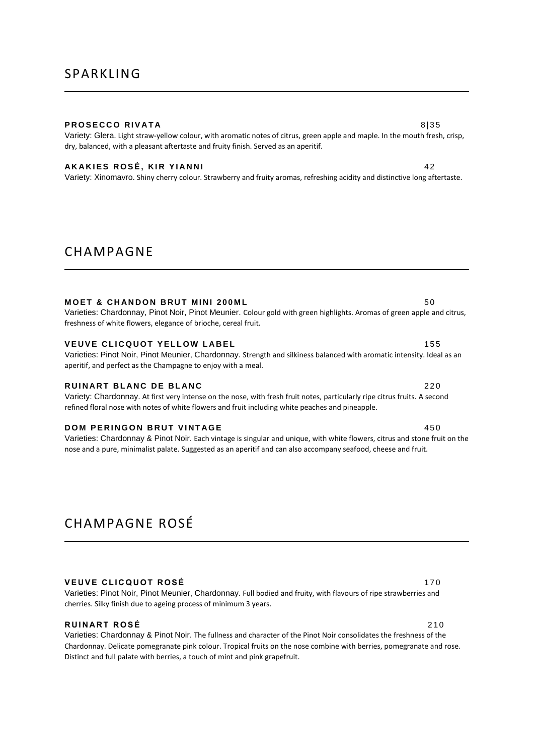## SPARKLING

**PROSECCO RIVATA** 8|35

Variety: Glera. Light straw-yellow colour, with aromatic notes of citrus, green apple and maple. In the mouth fresh, crisp, dry, balanced, with a pleasant aftertaste and fruity finish. Served as an aperitif.

**AKAKIES ROSÉ, KIR YIANNI** 42

Variety: Xinomavro. Shiny cherry colour. Strawberry and fruity aromas, refreshing acidity and distinctive long aftertaste.

## CHAMPAGNE

**MOET & CHANDON BRUT MINI 200ML** 50

Varieties: Chardonnay, Pinot Noir, Pinot Meunier. Colour gold with green highlights. Aromas of green apple and citrus, freshness of white flowers, elegance of brioche, cereal fruit.

**VEUVE CLICQUOT YELLOW LABEL** 155

Varieties: Pinot Noir, Pinot Meunier, Chardonnay. Strength and silkiness balanced with aromatic intensity. Ideal as an aperitif, and perfect as the Champagne to enjoy with a meal.

**RUINART BLANC DE BLANC** 220

Variety: Chardonnay. At first very intense on the nose, with fresh fruit notes, particularly ripe citrus fruits. A second refined floral nose with notes of white flowers and fruit including white peaches and pineapple.

**DOM PERINGON BRUT VINTAGE** 450

Varieties: Chardonnay & Pinot Noir. Each vintage is singular and unique, with white flowers, citrus and stone fruit on the nose and a pure, minimalist palate. Suggested as an aperitif and can also accompany seafood, cheese and fruit.

## CHAMPAGNE ROSÉ

**VEUVE CLICQUOT ROSÉ** 170

Varieties: Pinot Noir, Pinot Meunier, Chardonnay. Full bodied and fruity, with flavours of ripe strawberries and cherries. Silky finish due to ageing process of minimum 3 years.

**RUINART ROSÉ** 210

Varieties: Chardonnay & Pinot Noir. The fullness and character of the Pinot Noir consolidates the freshness of the Chardonnay. Delicate pomegranate pink colour. Tropical fruits on the nose combine with berries, pomegranate and rose. Distinct and full palate with berries, a touch of mint and pink grapefruit.